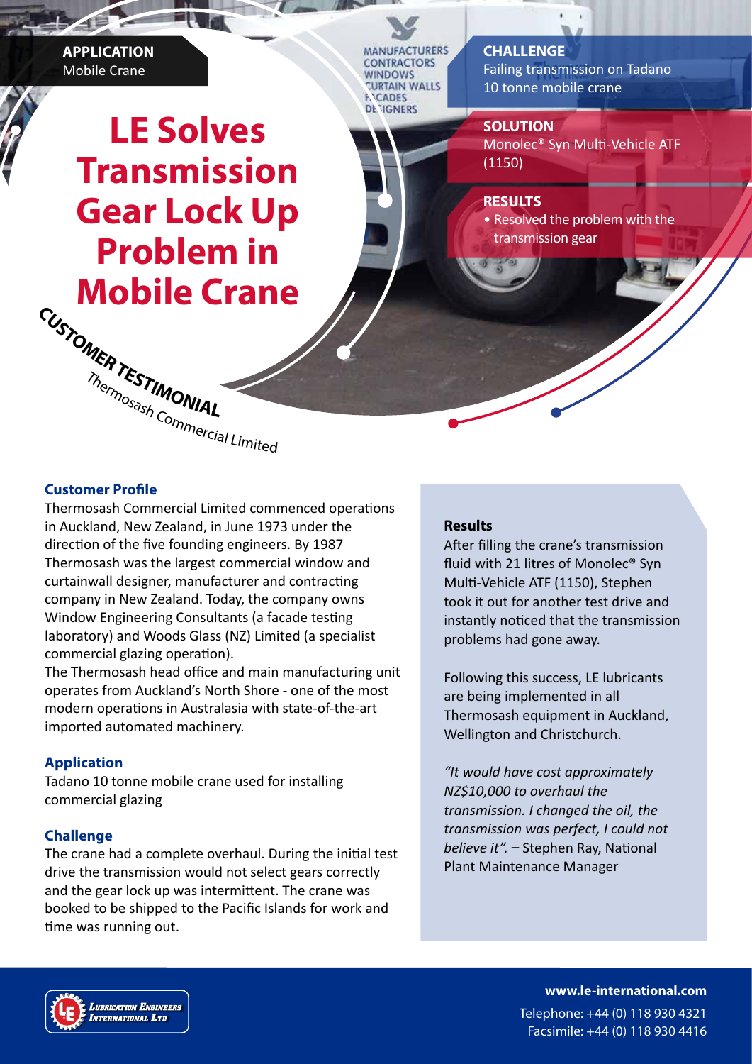**APPLICATION**
Mobile Crane

# LE Solves Transmission Gear Lock Up Problem in Mobile Crane

**CUSTOMER TESTIMONIAL**
*Thermosash Commercial Limited*

**CHALLENGE**
Failing transmission on Tadano 10 tonne mobile crane

**SOLUTION**
Monolec® Syn Multi-Vehicle ATF (1150)

**RESULTS**
- Resolved the problem with the transmission gear

## Customer Profile

Thermosash Commercial Limited commenced operations in Auckland, New Zealand, in June 1973 under the direction of the five founding engineers. By 1987 Thermosash was the largest commercial window and curtainwall designer, manufacturer and contracting company in New Zealand. Today, the company owns Window Engineering Consultants (a facade testing laboratory) and Woods Glass (NZ) Limited (a specialist commercial glazing operation).

The Thermosash head office and main manufacturing unit operates from Auckland's North Shore - one of the most modern operations in Australasia with state-of-the-art imported automated machinery.

## Application

Tadano 10 tonne mobile crane used for installing commercial glazing

## Challenge

The crane had a complete overhaul. During the initial test drive the transmission would not select gears correctly and the gear lock up was intermittent. The crane was booked to be shipped to the Pacific Islands for work and time was running out.

## Results

After filling the crane's transmission fluid with 21 litres of Monolec® Syn Multi-Vehicle ATF (1150), Stephen took it out for another test drive and instantly noticed that the transmission problems had gone away.

Following this success, LE lubricants are being implemented in all Thermosash equipment in Auckland, Wellington and Christchurch.

*"It would have cost approximately NZ$10,000 to overhaul the transmission. I changed the oil, the transmission was perfect, I could not believe it".* – Stephen Ray, National Plant Maintenance Manager

Lubrication Engineers International Ltd

**www.le-international.com**
Telephone: +44 (0) 118 930 4321
Facsimile: +44 (0) 118 930 4416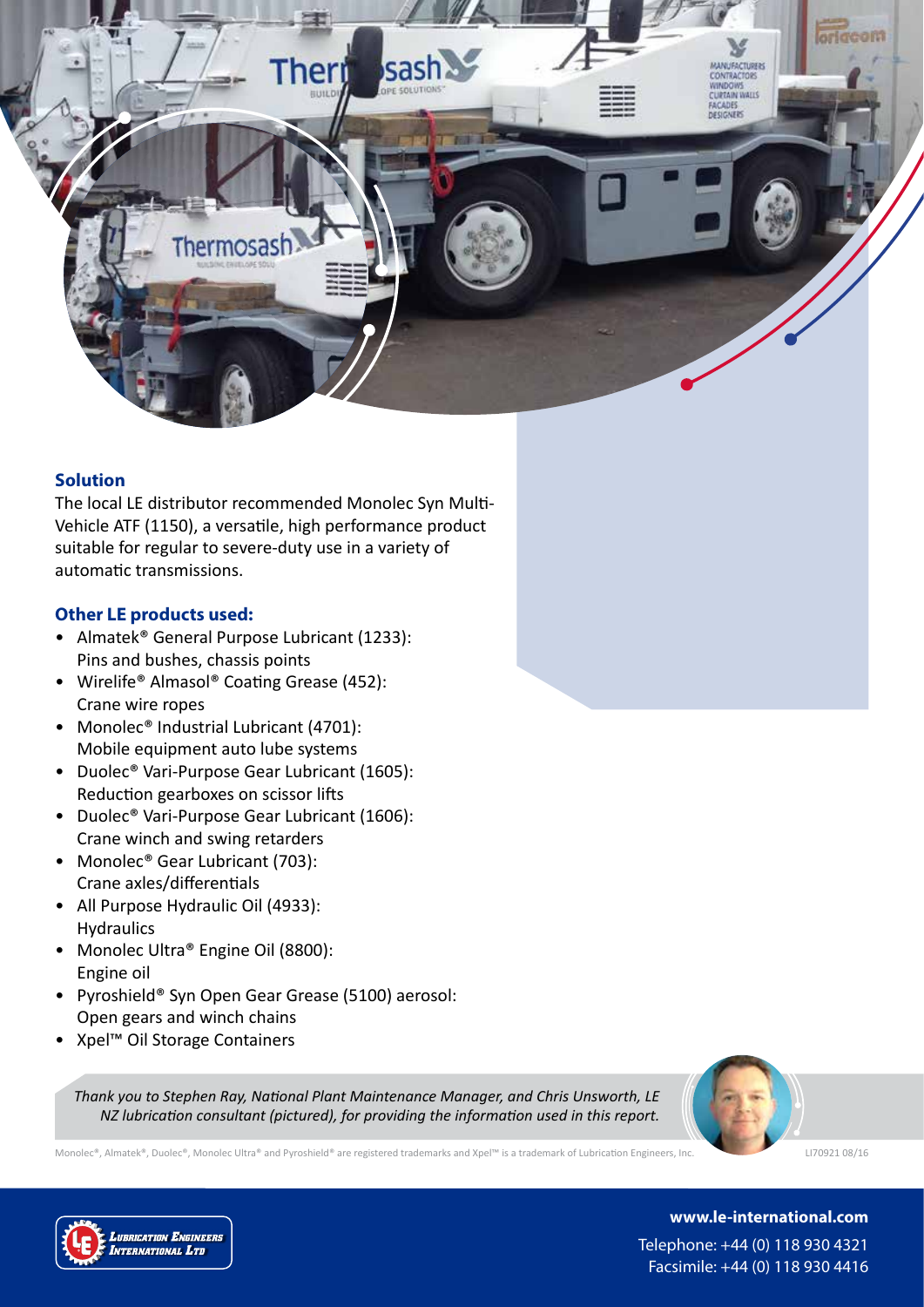## Solution

The local LE distributor recommended Monolec Syn Multi-Vehicle ATF (1150), a versatile, high performance product suitable for regular to severe-duty use in a variety of automatic transmissions.

## Other LE products used:

- Almatek® General Purpose Lubricant (1233): Pins and bushes, chassis points
- Wirelife® Almasol® Coating Grease (452): Crane wire ropes
- Monolec® Industrial Lubricant (4701): Mobile equipment auto lube systems
- Duolec® Vari-Purpose Gear Lubricant (1605): Reduction gearboxes on scissor lifts
- Duolec® Vari-Purpose Gear Lubricant (1606): Crane winch and swing retarders
- Monolec® Gear Lubricant (703): Crane axles/differentials
- All Purpose Hydraulic Oil (4933): Hydraulics
- Monolec Ultra® Engine Oil (8800): Engine oil
- Pyroshield® Syn Open Gear Grease (5100) aerosol: Open gears and winch chains
- Xpel™ Oil Storage Containers

*Thank you to Stephen Ray, National Plant Maintenance Manager, and Chris Unsworth, LE NZ lubrication consultant (pictured), for providing the information used in this report.*

Monolec®, Almatek®, Duolec®, Monolec Ultra® and Pyroshield® are registered trademarks and Xpel™ is a trademark of Lubrication Engineers, Inc.

LI70921 08/16

Lubrication Engineers International Ltd

**www.le-international.com**

Telephone: +44 (0) 118 930 4321

Facsimile: +44 (0) 118 930 4416